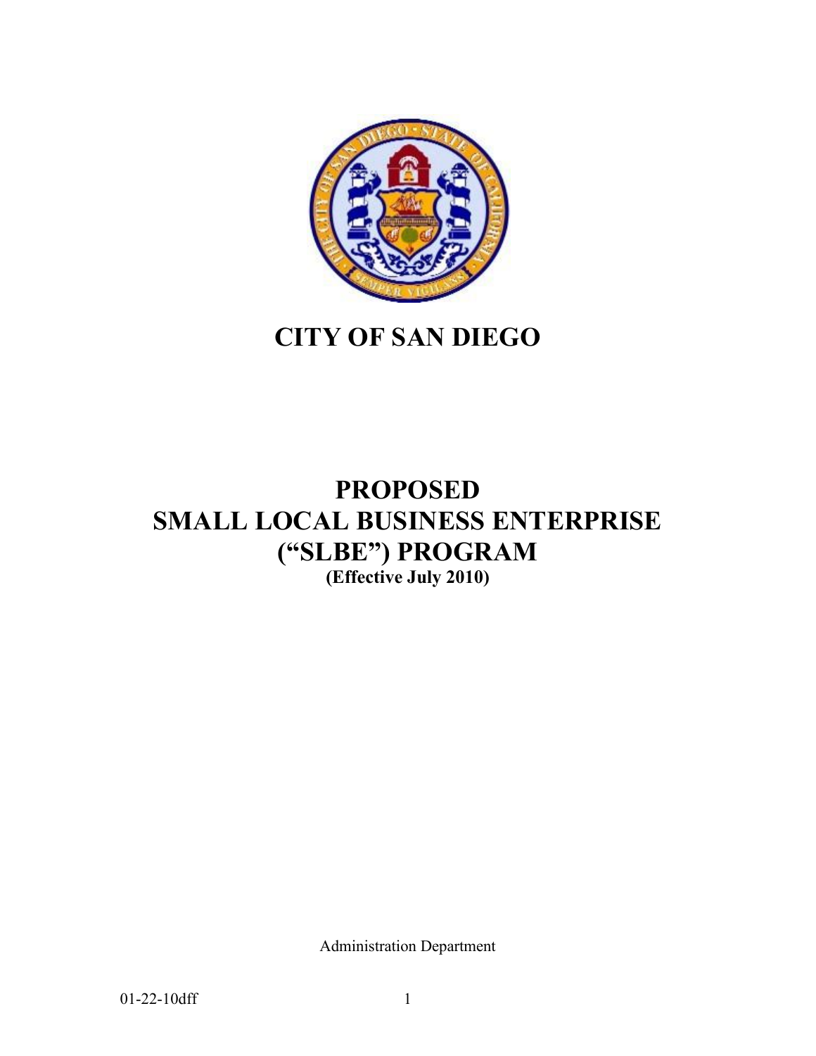# CITY OF SAN DIEGO

# PROPOSED
# SMALL LOCAL BUSINESS ENTERPRISE
# ("SLBE") PROGRAM

**(Effective July 2010)**

Administration Department

01-22-10dff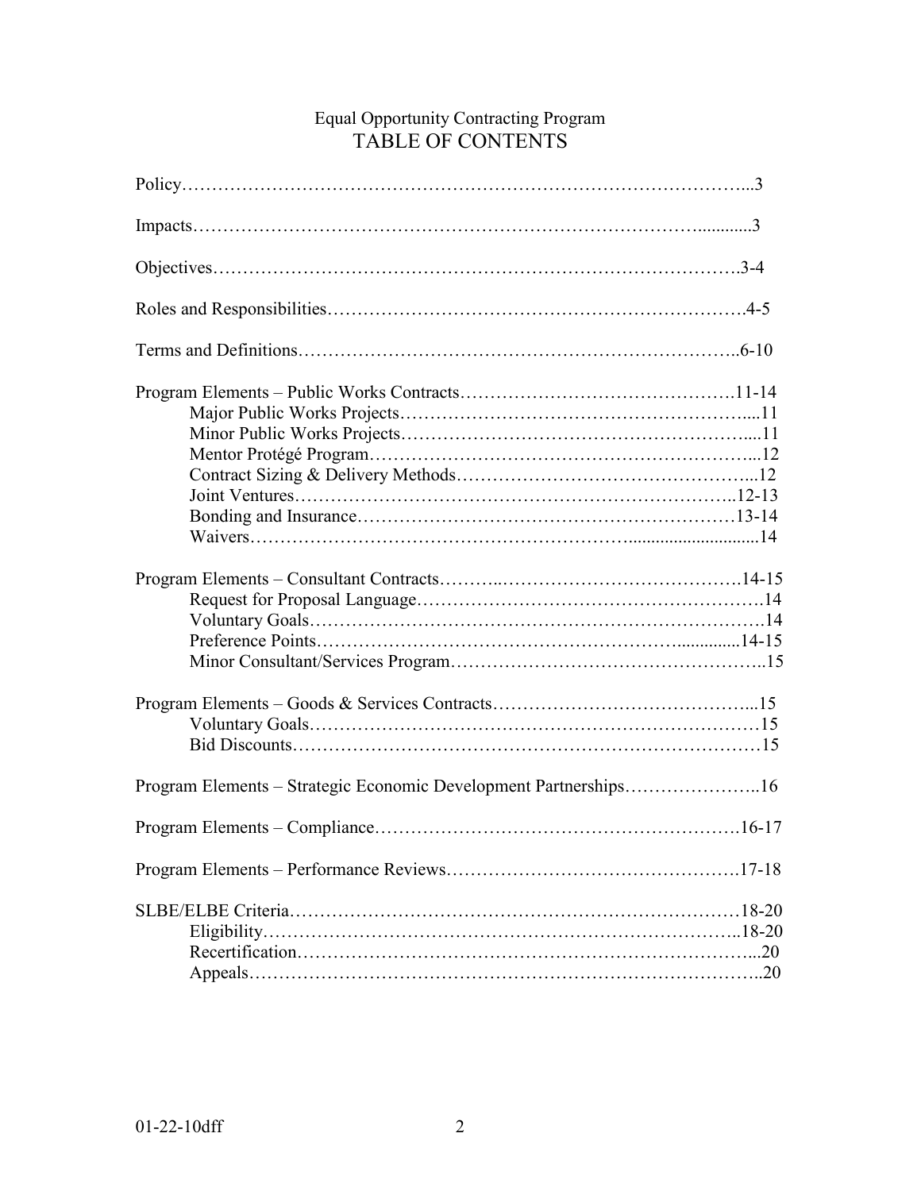# Equal Opportunity Contracting Program

## TABLE OF CONTENTS

Policy……………………………………………………………………………………...3

Impacts………………………………………………………………………….............3

Objectives……………………………………………………………………………….3-4

Roles and Responsibilities…………………………………………………………….4-5

Terms and Definitions………………………………………………………………..6-10

Program Elements – Public Works Contracts……………………………………….11-14
- Major Public Works Projects…………………………………………………....11
- Minor Public Works Projects…………………………………………………....11
- Mentor Protégé Program………………………………………………………...12
- Contract Sizing & Delivery Methods…………………………………………...12
- Joint Ventures…………………………………………………………………..12-13
- Bonding and Insurance………………………………………………………13-14
- Waivers………………………………………………………..............................14

Program Elements – Consultant Contracts………..………………………………….14-15
- Request for Proposal Language………………………………………………….14
- Voluntary Goals………………………………………………………………….14
- Preference Points………………………………………………….............14-15
- Minor Consultant/Services Program……………………………………………..15

Program Elements – Goods & Services Contracts……………………………………...15
- Voluntary Goals…………………………………………………………………15
- Bid Discounts……………………………………………………………………15

Program Elements – Strategic Economic Development Partnerships…………………..16

Program Elements – Compliance…………………………………………………….16-17

Program Elements – Performance Reviews………………………………………….17-18

SLBE/ELBE Criteria…………………………………………………………………18-20
- Eligibility…………………………………………………………………..18-20
- Recertification…………………………………………………………………...20
- Appeals…………………………………………………………………………..20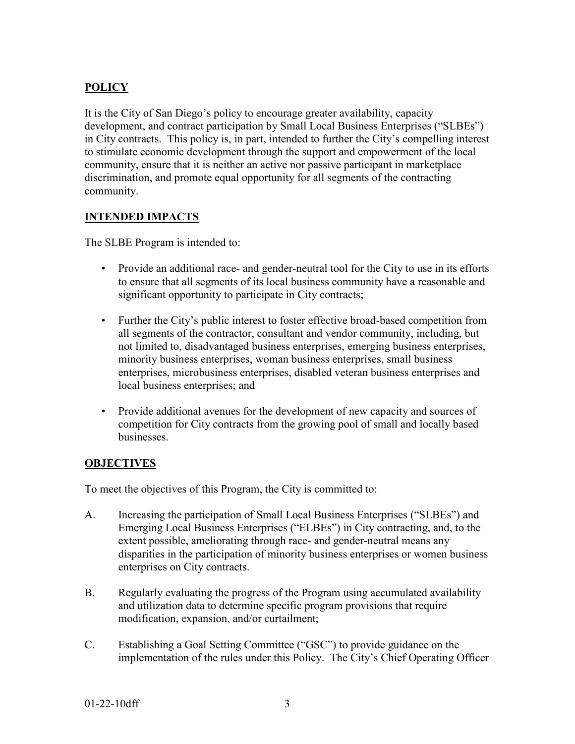## POLICY

It is the City of San Diego's policy to encourage greater availability, capacity development, and contract participation by Small Local Business Enterprises ("SLBEs") in City contracts. This policy is, in part, intended to further the City's compelling interest to stimulate economic development through the support and empowerment of the local community, ensure that it is neither an active nor passive participant in marketplace discrimination, and promote equal opportunity for all segments of the contracting community.

## INTENDED IMPACTS

The SLBE Program is intended to:

- Provide an additional race- and gender-neutral tool for the City to use in its efforts to ensure that all segments of its local business community have a reasonable and significant opportunity to participate in City contracts;
- Further the City's public interest to foster effective broad-based competition from all segments of the contractor, consultant and vendor community, including, but not limited to, disadvantaged business enterprises, emerging business enterprises, minority business enterprises, woman business enterprises, small business enterprises, microbusiness enterprises, disabled veteran business enterprises and local business enterprises; and
- Provide additional avenues for the development of new capacity and sources of competition for City contracts from the growing pool of small and locally based businesses.

## OBJECTIVES

To meet the objectives of this Program, the City is committed to:

A. Increasing the participation of Small Local Business Enterprises ("SLBEs") and Emerging Local Business Enterprises ("ELBEs") in City contracting, and, to the extent possible, ameliorating through race- and gender-neutral means any disparities in the participation of minority business enterprises or women business enterprises on City contracts.

B. Regularly evaluating the progress of the Program using accumulated availability and utilization data to determine specific program provisions that require modification, expansion, and/or curtailment;

C. Establishing a Goal Setting Committee ("GSC") to provide guidance on the implementation of the rules under this Policy. The City's Chief Operating Officer

01-22-10dff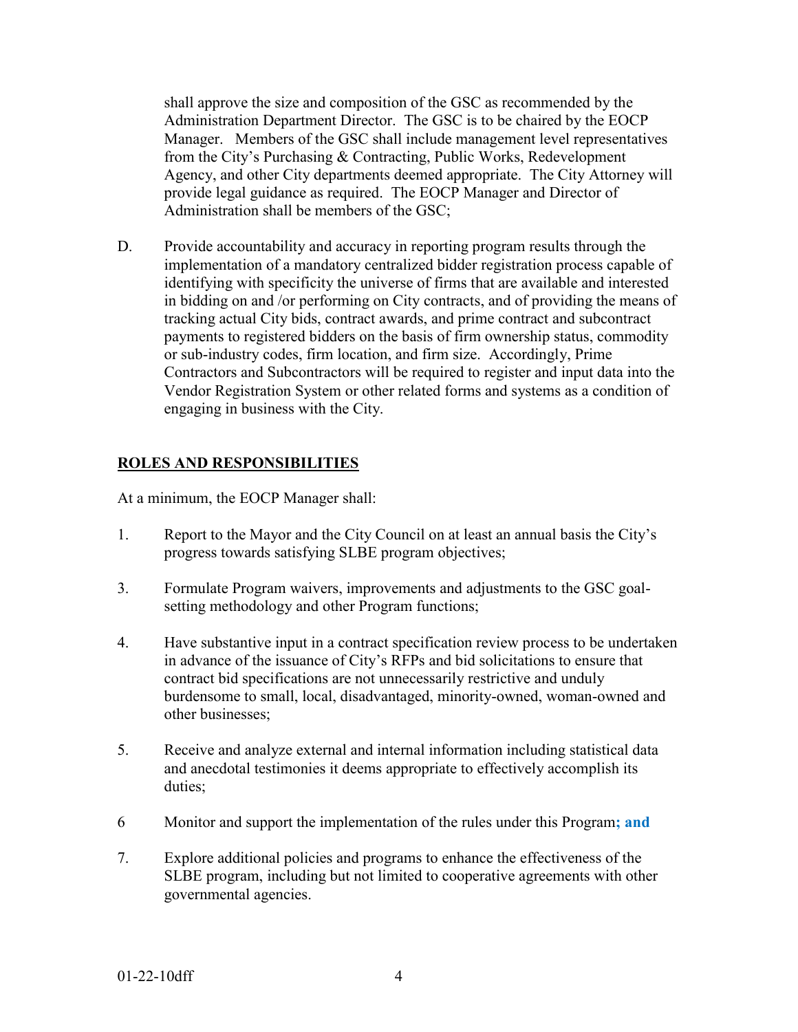shall approve the size and composition of the GSC as recommended by the Administration Department Director. The GSC is to be chaired by the EOCP Manager. Members of the GSC shall include management level representatives from the City's Purchasing & Contracting, Public Works, Redevelopment Agency, and other City departments deemed appropriate. The City Attorney will provide legal guidance as required. The EOCP Manager and Director of Administration shall be members of the GSC;

D. Provide accountability and accuracy in reporting program results through the implementation of a mandatory centralized bidder registration process capable of identifying with specificity the universe of firms that are available and interested in bidding on and /or performing on City contracts, and of providing the means of tracking actual City bids, contract awards, and prime contract and subcontract payments to registered bidders on the basis of firm ownership status, commodity or sub-industry codes, firm location, and firm size. Accordingly, Prime Contractors and Subcontractors will be required to register and input data into the Vendor Registration System or other related forms and systems as a condition of engaging in business with the City.

## ROLES AND RESPONSIBILITIES

At a minimum, the EOCP Manager shall:

1. Report to the Mayor and the City Council on at least an annual basis the City's progress towards satisfying SLBE program objectives;

3. Formulate Program waivers, improvements and adjustments to the GSC goal-setting methodology and other Program functions;

4. Have substantive input in a contract specification review process to be undertaken in advance of the issuance of City's RFPs and bid solicitations to ensure that contract bid specifications are not unnecessarily restrictive and unduly burdensome to small, local, disadvantaged, minority-owned, woman-owned and other businesses;

5. Receive and analyze external and internal information including statistical data and anecdotal testimonies it deems appropriate to effectively accomplish its duties;

6 Monitor and support the implementation of the rules under this Program**; and**

7. Explore additional policies and programs to enhance the effectiveness of the SLBE program, including but not limited to cooperative agreements with other governmental agencies.

01-22-10dff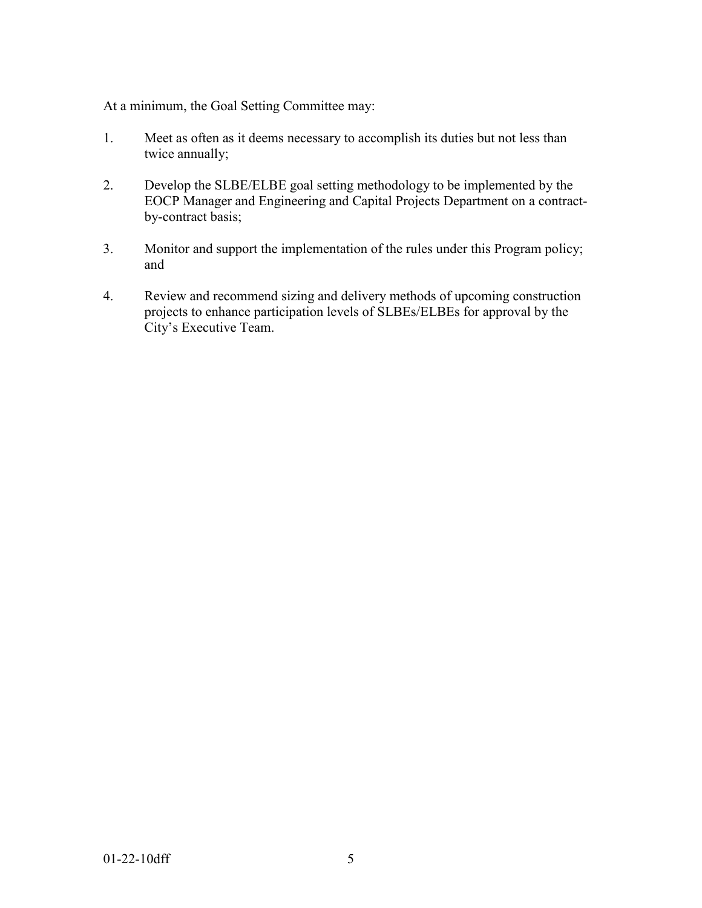At a minimum, the Goal Setting Committee may:

1. Meet as often as it deems necessary to accomplish its duties but not less than twice annually;

2. Develop the SLBE/ELBE goal setting methodology to be implemented by the EOCP Manager and Engineering and Capital Projects Department on a contract-by-contract basis;

3. Monitor and support the implementation of the rules under this Program policy; and

4. Review and recommend sizing and delivery methods of upcoming construction projects to enhance participation levels of SLBEs/ELBEs for approval by the City's Executive Team.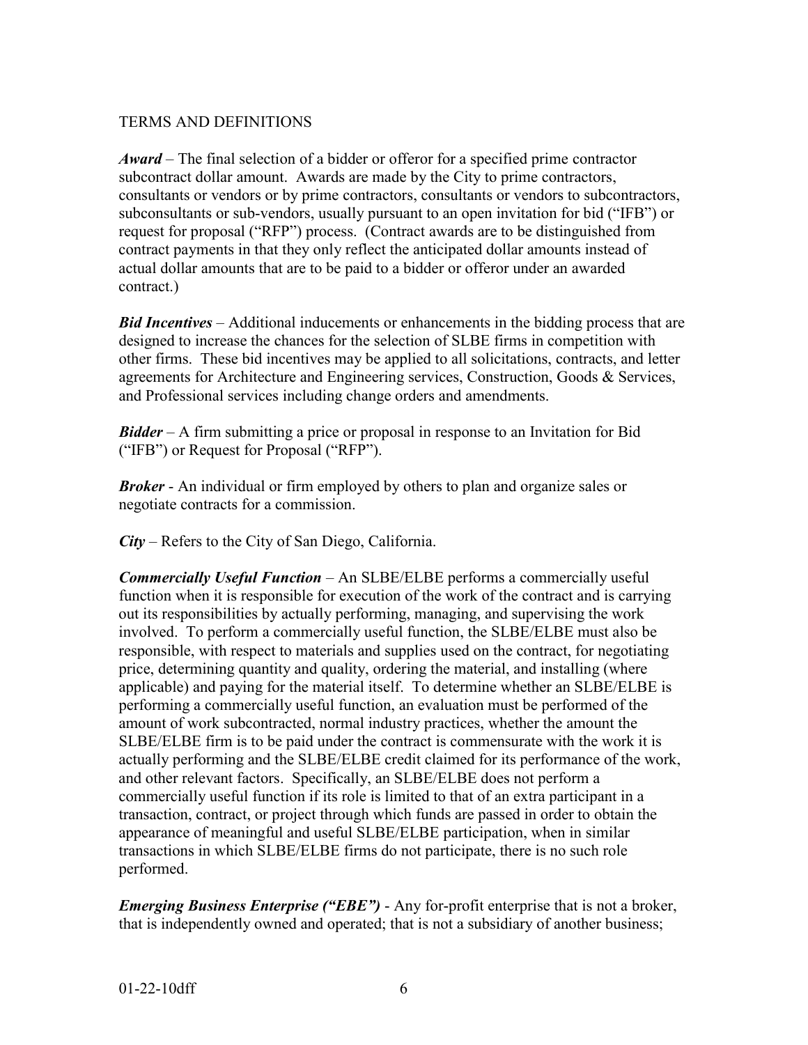TERMS AND DEFINITIONS

***Award*** – The final selection of a bidder or offeror for a specified prime contractor subcontract dollar amount. Awards are made by the City to prime contractors, consultants or vendors or by prime contractors, consultants or vendors to subcontractors, subconsultants or sub-vendors, usually pursuant to an open invitation for bid ("IFB") or request for proposal ("RFP") process. (Contract awards are to be distinguished from contract payments in that they only reflect the anticipated dollar amounts instead of actual dollar amounts that are to be paid to a bidder or offeror under an awarded contract.)

***Bid Incentives*** – Additional inducements or enhancements in the bidding process that are designed to increase the chances for the selection of SLBE firms in competition with other firms. These bid incentives may be applied to all solicitations, contracts, and letter agreements for Architecture and Engineering services, Construction, Goods & Services, and Professional services including change orders and amendments.

***Bidder*** – A firm submitting a price or proposal in response to an Invitation for Bid ("IFB") or Request for Proposal ("RFP").

***Broker*** - An individual or firm employed by others to plan and organize sales or negotiate contracts for a commission.

***City*** – Refers to the City of San Diego, California.

***Commercially Useful Function*** – An SLBE/ELBE performs a commercially useful function when it is responsible for execution of the work of the contract and is carrying out its responsibilities by actually performing, managing, and supervising the work involved. To perform a commercially useful function, the SLBE/ELBE must also be responsible, with respect to materials and supplies used on the contract, for negotiating price, determining quantity and quality, ordering the material, and installing (where applicable) and paying for the material itself. To determine whether an SLBE/ELBE is performing a commercially useful function, an evaluation must be performed of the amount of work subcontracted, normal industry practices, whether the amount the SLBE/ELBE firm is to be paid under the contract is commensurate with the work it is actually performing and the SLBE/ELBE credit claimed for its performance of the work, and other relevant factors. Specifically, an SLBE/ELBE does not perform a commercially useful function if its role is limited to that of an extra participant in a transaction, contract, or project through which funds are passed in order to obtain the appearance of meaningful and useful SLBE/ELBE participation, when in similar transactions in which SLBE/ELBE firms do not participate, there is no such role performed.

***Emerging Business Enterprise ("EBE")*** - Any for-profit enterprise that is not a broker, that is independently owned and operated; that is not a subsidiary of another business;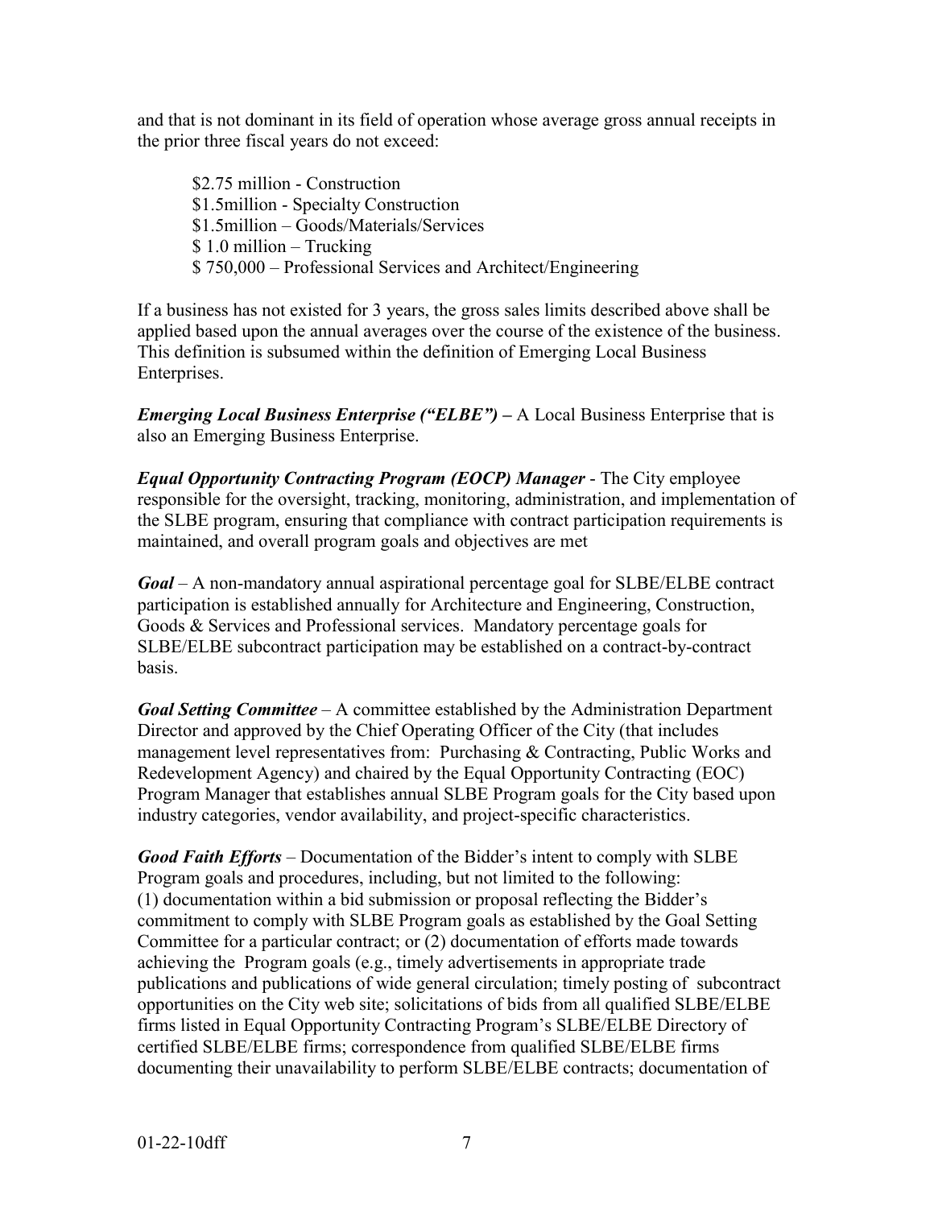and that is not dominant in its field of operation whose average gross annual receipts in the prior three fiscal years do not exceed:

$2.75 million - Construction
$1.5million - Specialty Construction
$1.5million – Goods/Materials/Services
$ 1.0 million – Trucking
$ 750,000 – Professional Services and Architect/Engineering

If a business has not existed for 3 years, the gross sales limits described above shall be applied based upon the annual averages over the course of the existence of the business. This definition is subsumed within the definition of Emerging Local Business Enterprises.

***Emerging Local Business Enterprise ("ELBE") –*** A Local Business Enterprise that is also an Emerging Business Enterprise.

***Equal Opportunity Contracting Program (EOCP) Manager*** - The City employee responsible for the oversight, tracking, monitoring, administration, and implementation of the SLBE program, ensuring that compliance with contract participation requirements is maintained, and overall program goals and objectives are met

***Goal*** – A non-mandatory annual aspirational percentage goal for SLBE/ELBE contract participation is established annually for Architecture and Engineering, Construction, Goods & Services and Professional services. Mandatory percentage goals for SLBE/ELBE subcontract participation may be established on a contract-by-contract basis.

***Goal Setting Committee*** – A committee established by the Administration Department Director and approved by the Chief Operating Officer of the City (that includes management level representatives from: Purchasing & Contracting, Public Works and Redevelopment Agency) and chaired by the Equal Opportunity Contracting (EOC) Program Manager that establishes annual SLBE Program goals for the City based upon industry categories, vendor availability, and project-specific characteristics.

***Good Faith Efforts*** – Documentation of the Bidder's intent to comply with SLBE Program goals and procedures, including, but not limited to the following:
(1) documentation within a bid submission or proposal reflecting the Bidder's commitment to comply with SLBE Program goals as established by the Goal Setting Committee for a particular contract; or (2) documentation of efforts made towards achieving the Program goals (e.g., timely advertisements in appropriate trade publications and publications of wide general circulation; timely posting of subcontract opportunities on the City web site; solicitations of bids from all qualified SLBE/ELBE firms listed in Equal Opportunity Contracting Program's SLBE/ELBE Directory of certified SLBE/ELBE firms; correspondence from qualified SLBE/ELBE firms documenting their unavailability to perform SLBE/ELBE contracts; documentation of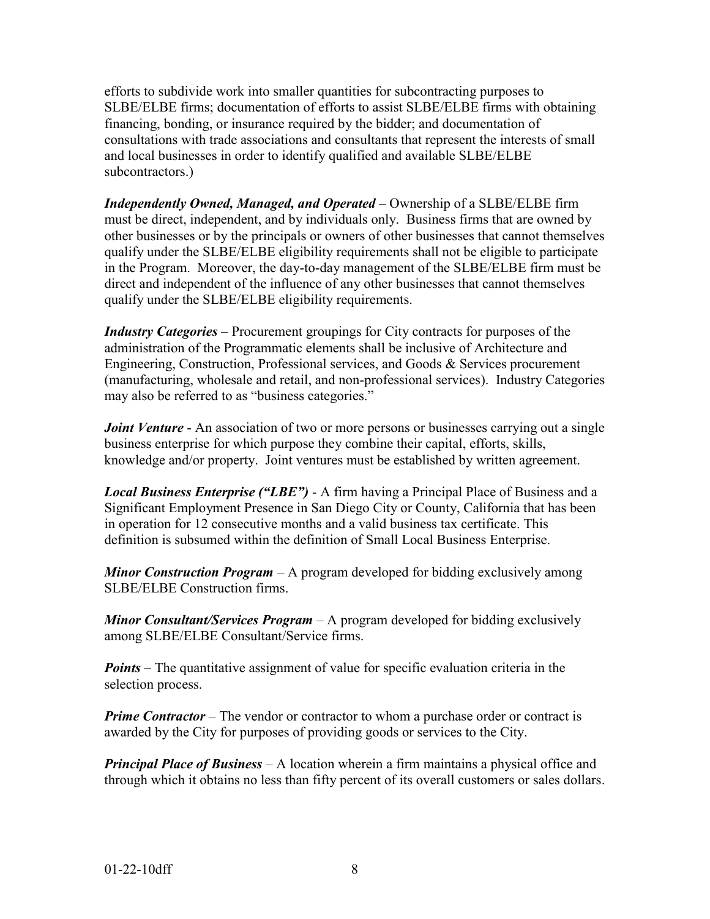efforts to subdivide work into smaller quantities for subcontracting purposes to SLBE/ELBE firms; documentation of efforts to assist SLBE/ELBE firms with obtaining financing, bonding, or insurance required by the bidder; and documentation of consultations with trade associations and consultants that represent the interests of small and local businesses in order to identify qualified and available SLBE/ELBE subcontractors.)

***Independently Owned, Managed, and Operated*** – Ownership of a SLBE/ELBE firm must be direct, independent, and by individuals only. Business firms that are owned by other businesses or by the principals or owners of other businesses that cannot themselves qualify under the SLBE/ELBE eligibility requirements shall not be eligible to participate in the Program. Moreover, the day-to-day management of the SLBE/ELBE firm must be direct and independent of the influence of any other businesses that cannot themselves qualify under the SLBE/ELBE eligibility requirements.

***Industry Categories*** – Procurement groupings for City contracts for purposes of the administration of the Programmatic elements shall be inclusive of Architecture and Engineering, Construction, Professional services, and Goods & Services procurement (manufacturing, wholesale and retail, and non-professional services). Industry Categories may also be referred to as "business categories."

***Joint Venture*** - An association of two or more persons or businesses carrying out a single business enterprise for which purpose they combine their capital, efforts, skills, knowledge and/or property. Joint ventures must be established by written agreement.

***Local Business Enterprise ("LBE")*** - A firm having a Principal Place of Business and a Significant Employment Presence in San Diego City or County, California that has been in operation for 12 consecutive months and a valid business tax certificate. This definition is subsumed within the definition of Small Local Business Enterprise.

***Minor Construction Program*** – A program developed for bidding exclusively among SLBE/ELBE Construction firms.

***Minor Consultant/Services Program*** – A program developed for bidding exclusively among SLBE/ELBE Consultant/Service firms.

***Points*** – The quantitative assignment of value for specific evaluation criteria in the selection process.

***Prime Contractor*** – The vendor or contractor to whom a purchase order or contract is awarded by the City for purposes of providing goods or services to the City.

***Principal Place of Business*** – A location wherein a firm maintains a physical office and through which it obtains no less than fifty percent of its overall customers or sales dollars.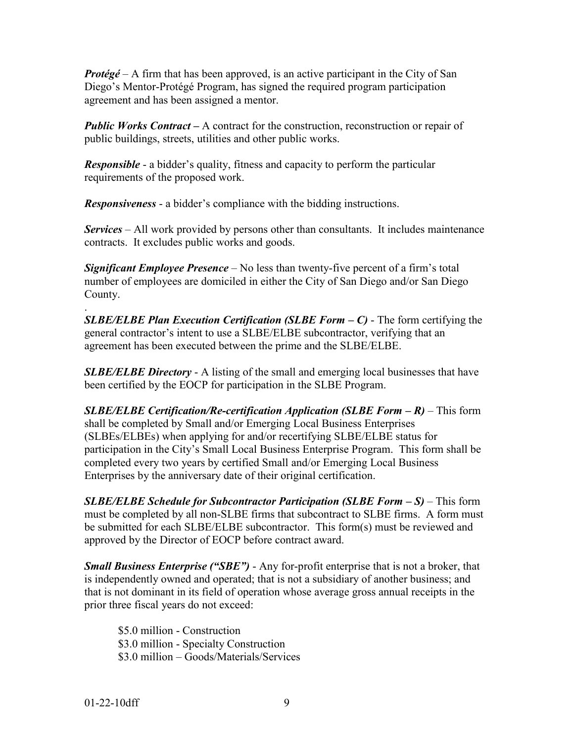***Protégé*** – A firm that has been approved, is an active participant in the City of San Diego's Mentor-Protégé Program, has signed the required program participation agreement and has been assigned a mentor.

***Public Works Contract*** – A contract for the construction, reconstruction or repair of public buildings, streets, utilities and other public works.

***Responsible*** - a bidder's quality, fitness and capacity to perform the particular requirements of the proposed work.

***Responsiveness*** - a bidder's compliance with the bidding instructions.

***Services*** – All work provided by persons other than consultants. It includes maintenance contracts. It excludes public works and goods.

***Significant Employee Presence*** – No less than twenty-five percent of a firm's total number of employees are domiciled in either the City of San Diego and/or San Diego County.

.

***SLBE/ELBE Plan Execution Certification (SLBE Form – C)*** - The form certifying the general contractor's intent to use a SLBE/ELBE subcontractor, verifying that an agreement has been executed between the prime and the SLBE/ELBE.

***SLBE/ELBE Directory*** - A listing of the small and emerging local businesses that have been certified by the EOCP for participation in the SLBE Program.

***SLBE/ELBE Certification/Re-certification Application (SLBE Form – R)*** – This form shall be completed by Small and/or Emerging Local Business Enterprises (SLBEs/ELBEs) when applying for and/or recertifying SLBE/ELBE status for participation in the City's Small Local Business Enterprise Program. This form shall be completed every two years by certified Small and/or Emerging Local Business Enterprises by the anniversary date of their original certification.

***SLBE/ELBE Schedule for Subcontractor Participation (SLBE Form – S)*** – This form must be completed by all non-SLBE firms that subcontract to SLBE firms. A form must be submitted for each SLBE/ELBE subcontractor. This form(s) must be reviewed and approved by the Director of EOCP before contract award.

***Small Business Enterprise ("SBE")*** - Any for-profit enterprise that is not a broker, that is independently owned and operated; that is not a subsidiary of another business; and that is not dominant in its field of operation whose average gross annual receipts in the prior three fiscal years do not exceed:

$5.0 million - Construction
$3.0 million - Specialty Construction
$3.0 million – Goods/Materials/Services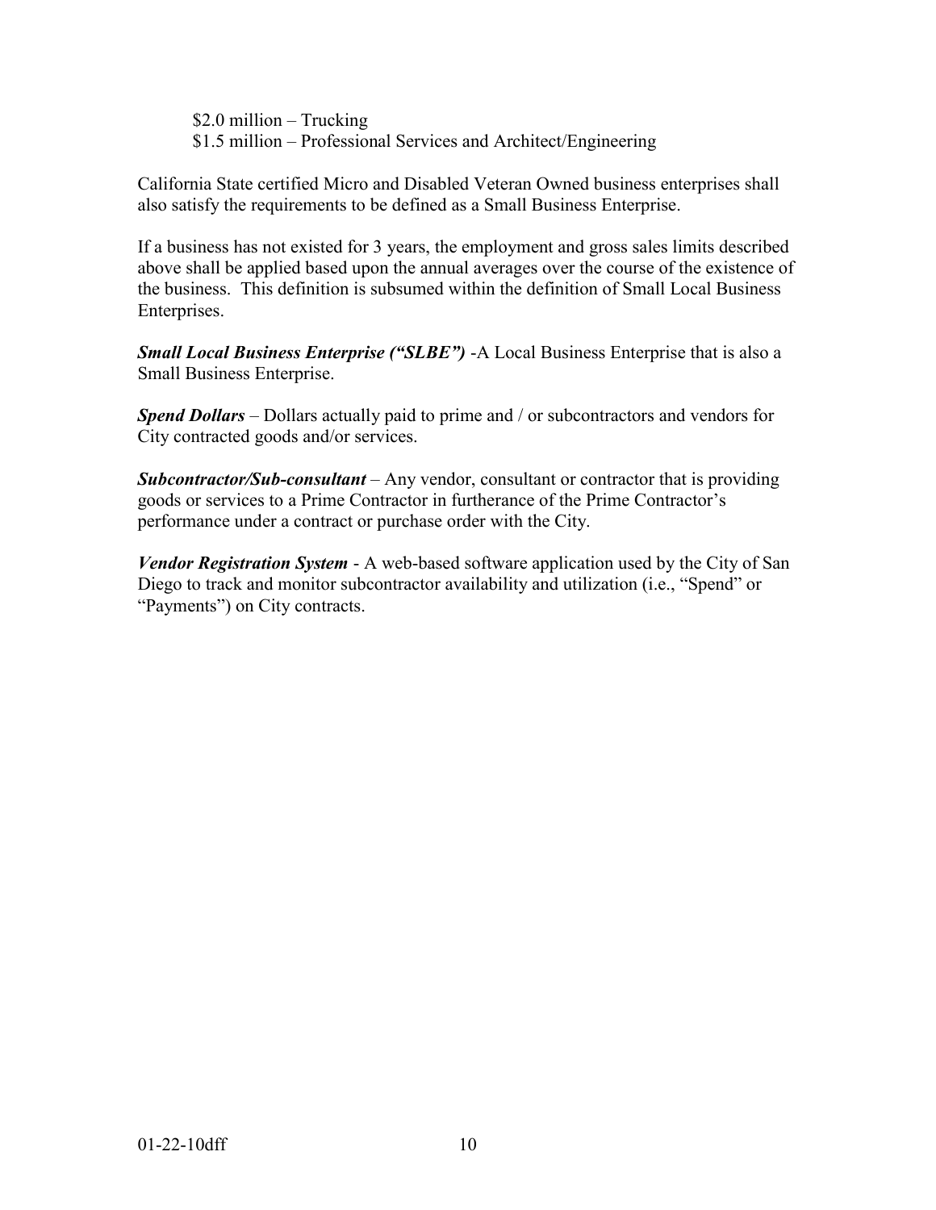$2.0 million – Trucking
$1.5 million – Professional Services and Architect/Engineering

California State certified Micro and Disabled Veteran Owned business enterprises shall also satisfy the requirements to be defined as a Small Business Enterprise.

If a business has not existed for 3 years, the employment and gross sales limits described above shall be applied based upon the annual averages over the course of the existence of the business. This definition is subsumed within the definition of Small Local Business Enterprises.

***Small Local Business Enterprise ("SLBE")*** -A Local Business Enterprise that is also a Small Business Enterprise.

***Spend Dollars*** – Dollars actually paid to prime and / or subcontractors and vendors for City contracted goods and/or services.

***Subcontractor/Sub-consultant*** – Any vendor, consultant or contractor that is providing goods or services to a Prime Contractor in furtherance of the Prime Contractor's performance under a contract or purchase order with the City.

***Vendor Registration System*** - A web-based software application used by the City of San Diego to track and monitor subcontractor availability and utilization (i.e., "Spend" or "Payments") on City contracts.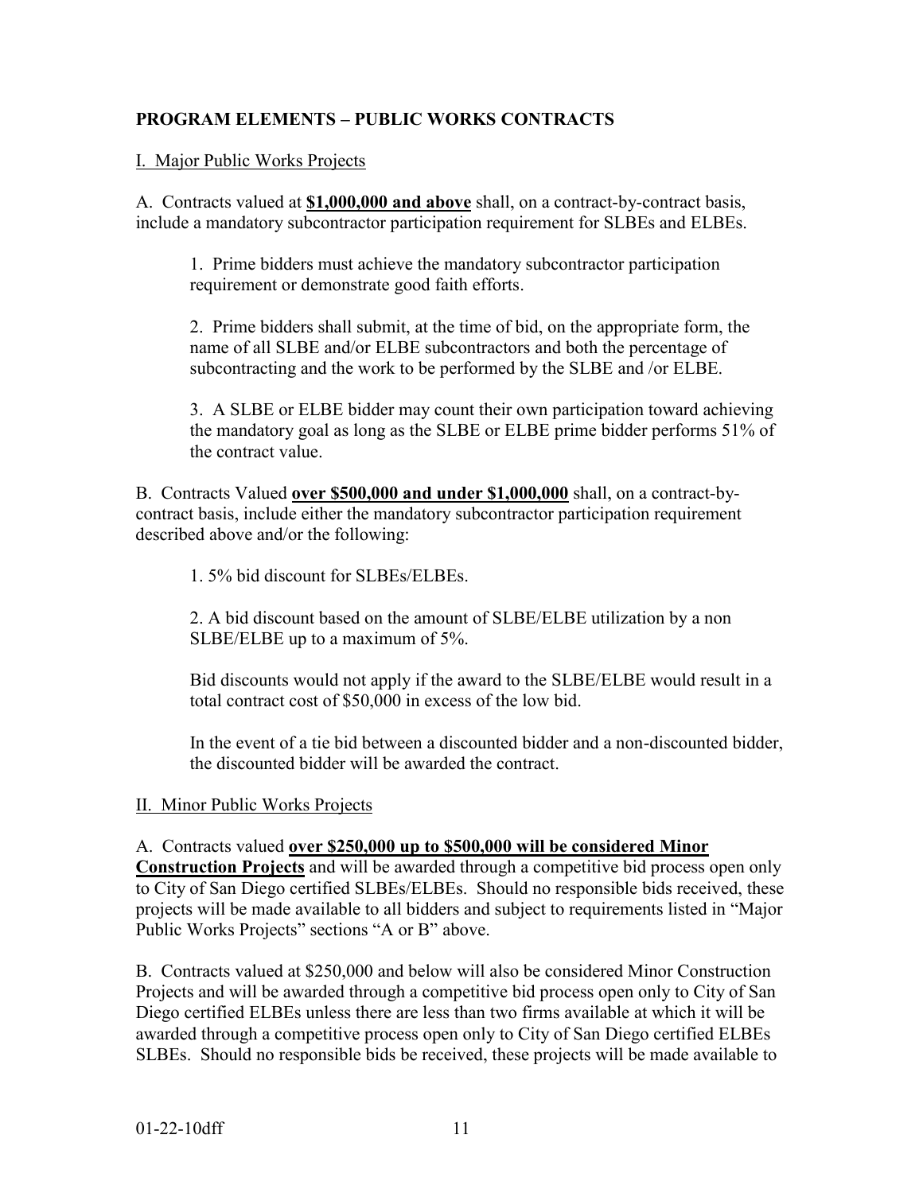## PROGRAM ELEMENTS – PUBLIC WORKS CONTRACTS

### I. Major Public Works Projects

A. Contracts valued at **$1,000,000 and above** shall, on a contract-by-contract basis, include a mandatory subcontractor participation requirement for SLBEs and ELBEs.

1. Prime bidders must achieve the mandatory subcontractor participation requirement or demonstrate good faith efforts.

2. Prime bidders shall submit, at the time of bid, on the appropriate form, the name of all SLBE and/or ELBE subcontractors and both the percentage of subcontracting and the work to be performed by the SLBE and /or ELBE.

3. A SLBE or ELBE bidder may count their own participation toward achieving the mandatory goal as long as the SLBE or ELBE prime bidder performs 51% of the contract value.

B. Contracts Valued **over $500,000 and under $1,000,000** shall, on a contract-by-contract basis, include either the mandatory subcontractor participation requirement described above and/or the following:

1. 5% bid discount for SLBEs/ELBEs.

2. A bid discount based on the amount of SLBE/ELBE utilization by a non SLBE/ELBE up to a maximum of 5%.

Bid discounts would not apply if the award to the SLBE/ELBE would result in a total contract cost of $50,000 in excess of the low bid.

In the event of a tie bid between a discounted bidder and a non-discounted bidder, the discounted bidder will be awarded the contract.

### II. Minor Public Works Projects

A. Contracts valued **over $250,000 up to $500,000 will be considered Minor Construction Projects** and will be awarded through a competitive bid process open only to City of San Diego certified SLBEs/ELBEs. Should no responsible bids received, these projects will be made available to all bidders and subject to requirements listed in "Major Public Works Projects" sections "A or B" above.

B. Contracts valued at $250,000 and below will also be considered Minor Construction Projects and will be awarded through a competitive bid process open only to City of San Diego certified ELBEs unless there are less than two firms available at which it will be awarded through a competitive process open only to City of San Diego certified ELBEs SLBEs. Should no responsible bids be received, these projects will be made available to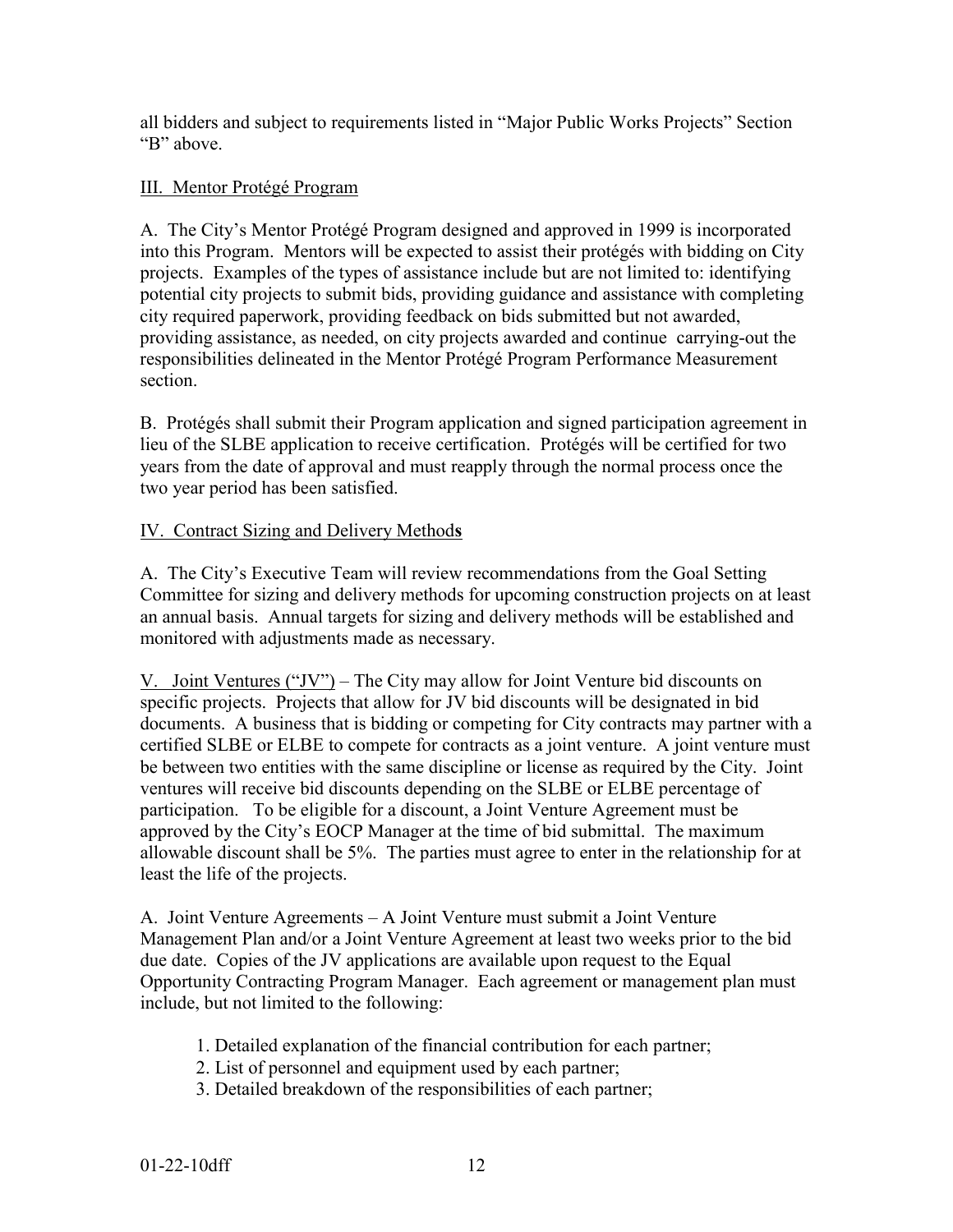all bidders and subject to requirements listed in "Major Public Works Projects" Section "B" above.

## III. Mentor Protégé Program

A. The City's Mentor Protégé Program designed and approved in 1999 is incorporated into this Program. Mentors will be expected to assist their protégés with bidding on City projects. Examples of the types of assistance include but are not limited to: identifying potential city projects to submit bids, providing guidance and assistance with completing city required paperwork, providing feedback on bids submitted but not awarded, providing assistance, as needed, on city projects awarded and continue carrying-out the responsibilities delineated in the Mentor Protégé Program Performance Measurement section.

B. Protégés shall submit their Program application and signed participation agreement in lieu of the SLBE application to receive certification. Protégés will be certified for two years from the date of approval and must reapply through the normal process once the two year period has been satisfied.

## IV. Contract Sizing and Delivery Method**s**

A. The City's Executive Team will review recommendations from the Goal Setting Committee for sizing and delivery methods for upcoming construction projects on at least an annual basis. Annual targets for sizing and delivery methods will be established and monitored with adjustments made as necessary.

V. Joint Ventures ("JV") – The City may allow for Joint Venture bid discounts on specific projects. Projects that allow for JV bid discounts will be designated in bid documents. A business that is bidding or competing for City contracts may partner with a certified SLBE or ELBE to compete for contracts as a joint venture. A joint venture must be between two entities with the same discipline or license as required by the City. Joint ventures will receive bid discounts depending on the SLBE or ELBE percentage of participation. To be eligible for a discount, a Joint Venture Agreement must be approved by the City's EOCP Manager at the time of bid submittal. The maximum allowable discount shall be 5%. The parties must agree to enter in the relationship for at least the life of the projects.

A. Joint Venture Agreements – A Joint Venture must submit a Joint Venture Management Plan and/or a Joint Venture Agreement at least two weeks prior to the bid due date. Copies of the JV applications are available upon request to the Equal Opportunity Contracting Program Manager. Each agreement or management plan must include, but not limited to the following:

1. Detailed explanation of the financial contribution for each partner;
2. List of personnel and equipment used by each partner;
3. Detailed breakdown of the responsibilities of each partner;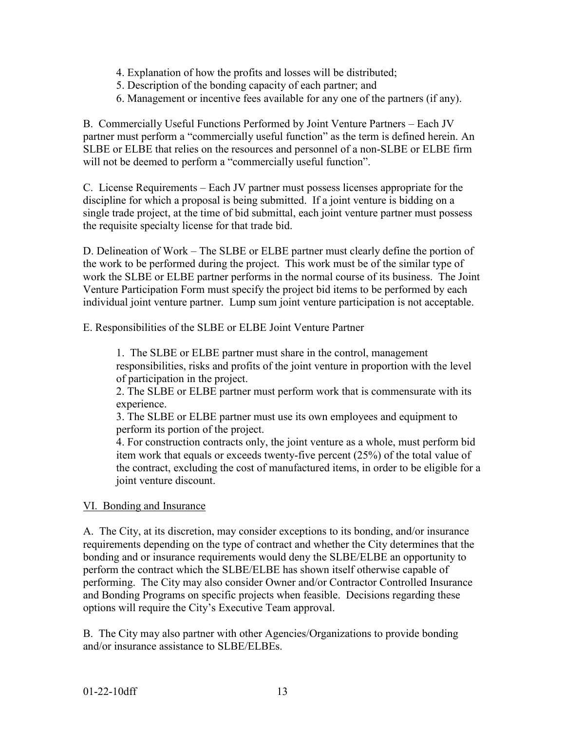4. Explanation of how the profits and losses will be distributed;
5. Description of the bonding capacity of each partner; and
6. Management or incentive fees available for any one of the partners (if any).

B. Commercially Useful Functions Performed by Joint Venture Partners – Each JV partner must perform a "commercially useful function" as the term is defined herein. An SLBE or ELBE that relies on the resources and personnel of a non-SLBE or ELBE firm will not be deemed to perform a "commercially useful function".

C. License Requirements – Each JV partner must possess licenses appropriate for the discipline for which a proposal is being submitted. If a joint venture is bidding on a single trade project, at the time of bid submittal, each joint venture partner must possess the requisite specialty license for that trade bid.

D. Delineation of Work – The SLBE or ELBE partner must clearly define the portion of the work to be performed during the project. This work must be of the similar type of work the SLBE or ELBE partner performs in the normal course of its business. The Joint Venture Participation Form must specify the project bid items to be performed by each individual joint venture partner. Lump sum joint venture participation is not acceptable.

E. Responsibilities of the SLBE or ELBE Joint Venture Partner

1. The SLBE or ELBE partner must share in the control, management responsibilities, risks and profits of the joint venture in proportion with the level of participation in the project.
2. The SLBE or ELBE partner must perform work that is commensurate with its experience.
3. The SLBE or ELBE partner must use its own employees and equipment to perform its portion of the project.
4. For construction contracts only, the joint venture as a whole, must perform bid item work that equals or exceeds twenty-five percent (25%) of the total value of the contract, excluding the cost of manufactured items, in order to be eligible for a joint venture discount.

VI. Bonding and Insurance

A. The City, at its discretion, may consider exceptions to its bonding, and/or insurance requirements depending on the type of contract and whether the City determines that the bonding and or insurance requirements would deny the SLBE/ELBE an opportunity to perform the contract which the SLBE/ELBE has shown itself otherwise capable of performing. The City may also consider Owner and/or Contractor Controlled Insurance and Bonding Programs on specific projects when feasible. Decisions regarding these options will require the City's Executive Team approval.

B. The City may also partner with other Agencies/Organizations to provide bonding and/or insurance assistance to SLBE/ELBEs.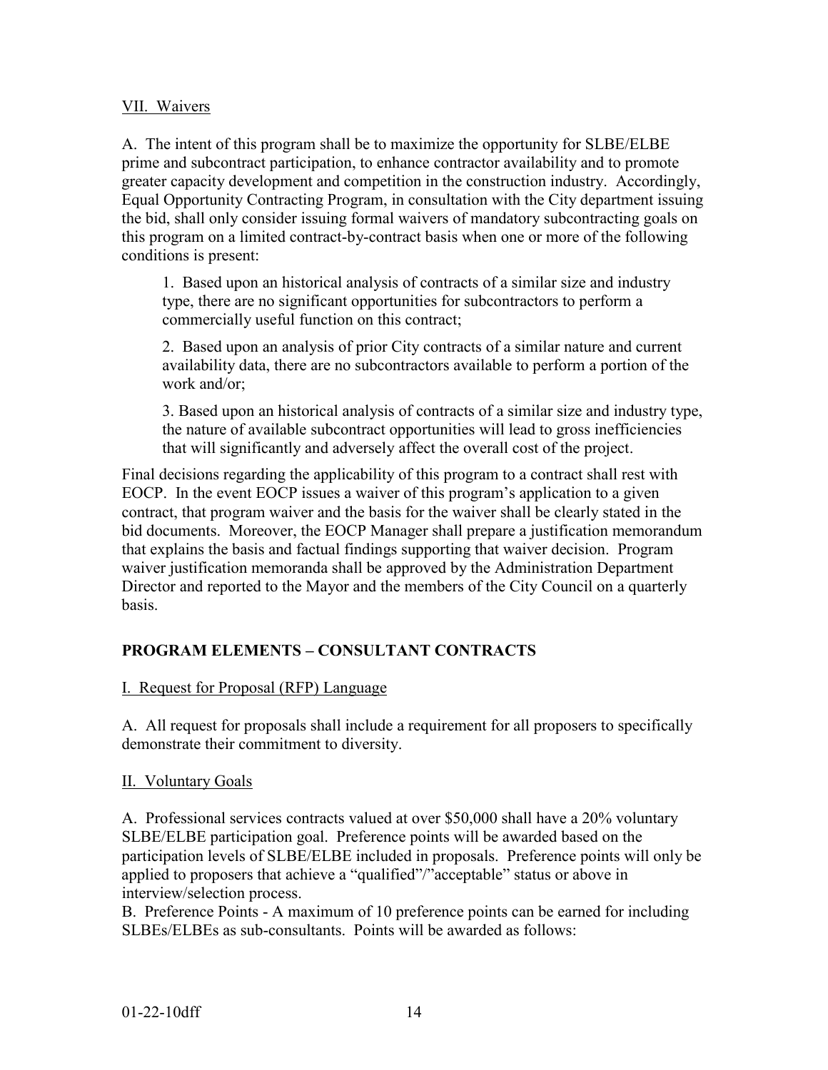VII. Waivers

A. The intent of this program shall be to maximize the opportunity for SLBE/ELBE prime and subcontract participation, to enhance contractor availability and to promote greater capacity development and competition in the construction industry. Accordingly, Equal Opportunity Contracting Program, in consultation with the City department issuing the bid, shall only consider issuing formal waivers of mandatory subcontracting goals on this program on a limited contract-by-contract basis when one or more of the following conditions is present:

1. Based upon an historical analysis of contracts of a similar size and industry type, there are no significant opportunities for subcontractors to perform a commercially useful function on this contract;

2. Based upon an analysis of prior City contracts of a similar nature and current availability data, there are no subcontractors available to perform a portion of the work and/or;

3. Based upon an historical analysis of contracts of a similar size and industry type, the nature of available subcontract opportunities will lead to gross inefficiencies that will significantly and adversely affect the overall cost of the project.

Final decisions regarding the applicability of this program to a contract shall rest with EOCP. In the event EOCP issues a waiver of this program's application to a given contract, that program waiver and the basis for the waiver shall be clearly stated in the bid documents. Moreover, the EOCP Manager shall prepare a justification memorandum that explains the basis and factual findings supporting that waiver decision. Program waiver justification memoranda shall be approved by the Administration Department Director and reported to the Mayor and the members of the City Council on a quarterly basis.

## PROGRAM ELEMENTS – CONSULTANT CONTRACTS

I. Request for Proposal (RFP) Language

A. All request for proposals shall include a requirement for all proposers to specifically demonstrate their commitment to diversity.

II. Voluntary Goals

A. Professional services contracts valued at over $50,000 shall have a 20% voluntary SLBE/ELBE participation goal. Preference points will be awarded based on the participation levels of SLBE/ELBE included in proposals. Preference points will only be applied to proposers that achieve a "qualified"/"acceptable" status or above in interview/selection process.

B. Preference Points - A maximum of 10 preference points can be earned for including SLBEs/ELBEs as sub-consultants. Points will be awarded as follows: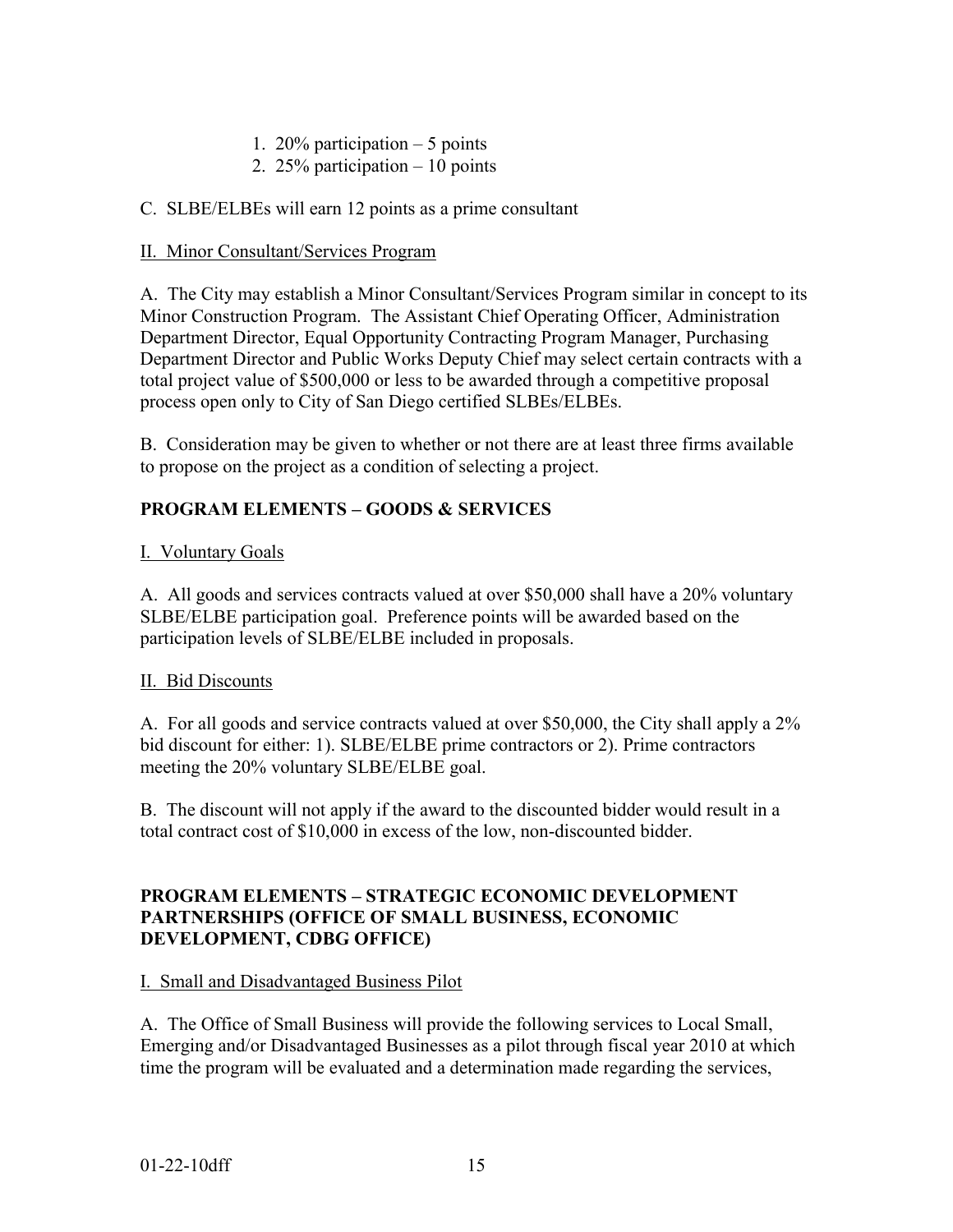1. 20% participation – 5 points
2. 25% participation – 10 points

C. SLBE/ELBEs will earn 12 points as a prime consultant

II. Minor Consultant/Services Program

A. The City may establish a Minor Consultant/Services Program similar in concept to its Minor Construction Program. The Assistant Chief Operating Officer, Administration Department Director, Equal Opportunity Contracting Program Manager, Purchasing Department Director and Public Works Deputy Chief may select certain contracts with a total project value of $500,000 or less to be awarded through a competitive proposal process open only to City of San Diego certified SLBEs/ELBEs.

B. Consideration may be given to whether or not there are at least three firms available to propose on the project as a condition of selecting a project.

**PROGRAM ELEMENTS – GOODS & SERVICES**

I. Voluntary Goals

A. All goods and services contracts valued at over $50,000 shall have a 20% voluntary SLBE/ELBE participation goal. Preference points will be awarded based on the participation levels of SLBE/ELBE included in proposals.

II. Bid Discounts

A. For all goods and service contracts valued at over $50,000, the City shall apply a 2% bid discount for either: 1). SLBE/ELBE prime contractors or 2). Prime contractors meeting the 20% voluntary SLBE/ELBE goal.

B. The discount will not apply if the award to the discounted bidder would result in a total contract cost of $10,000 in excess of the low, non-discounted bidder.

**PROGRAM ELEMENTS – STRATEGIC ECONOMIC DEVELOPMENT PARTNERSHIPS (OFFICE OF SMALL BUSINESS, ECONOMIC DEVELOPMENT, CDBG OFFICE)**

I. Small and Disadvantaged Business Pilot

A. The Office of Small Business will provide the following services to Local Small, Emerging and/or Disadvantaged Businesses as a pilot through fiscal year 2010 at which time the program will be evaluated and a determination made regarding the services,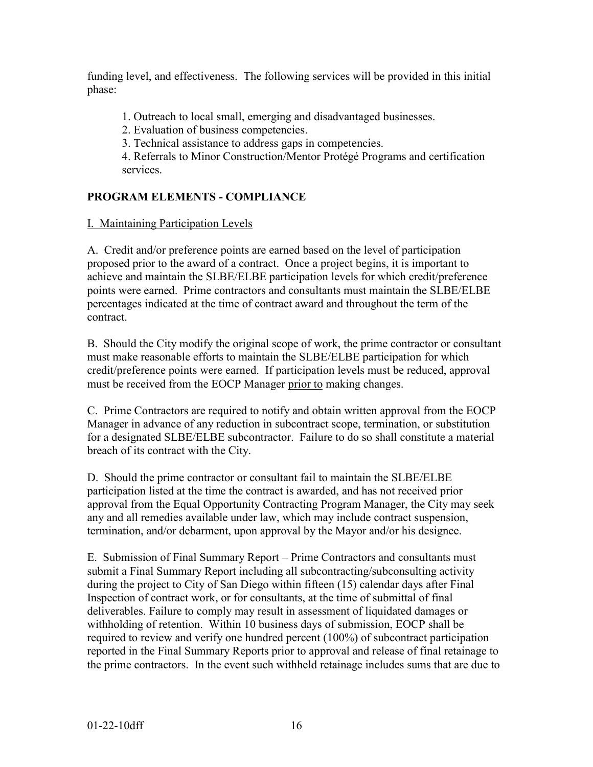funding level, and effectiveness. The following services will be provided in this initial phase:

1. Outreach to local small, emerging and disadvantaged businesses.
2. Evaluation of business competencies.
3. Technical assistance to address gaps in competencies.
4. Referrals to Minor Construction/Mentor Protégé Programs and certification services.

## PROGRAM ELEMENTS - COMPLIANCE

I. Maintaining Participation Levels

A. Credit and/or preference points are earned based on the level of participation proposed prior to the award of a contract. Once a project begins, it is important to achieve and maintain the SLBE/ELBE participation levels for which credit/preference points were earned. Prime contractors and consultants must maintain the SLBE/ELBE percentages indicated at the time of contract award and throughout the term of the contract.

B. Should the City modify the original scope of work, the prime contractor or consultant must make reasonable efforts to maintain the SLBE/ELBE participation for which credit/preference points were earned. If participation levels must be reduced, approval must be received from the EOCP Manager prior to making changes.

C. Prime Contractors are required to notify and obtain written approval from the EOCP Manager in advance of any reduction in subcontract scope, termination, or substitution for a designated SLBE/ELBE subcontractor. Failure to do so shall constitute a material breach of its contract with the City.

D. Should the prime contractor or consultant fail to maintain the SLBE/ELBE participation listed at the time the contract is awarded, and has not received prior approval from the Equal Opportunity Contracting Program Manager, the City may seek any and all remedies available under law, which may include contract suspension, termination, and/or debarment, upon approval by the Mayor and/or his designee.

E. Submission of Final Summary Report – Prime Contractors and consultants must submit a Final Summary Report including all subcontracting/subconsulting activity during the project to City of San Diego within fifteen (15) calendar days after Final Inspection of contract work, or for consultants, at the time of submittal of final deliverables. Failure to comply may result in assessment of liquidated damages or withholding of retention. Within 10 business days of submission, EOCP shall be required to review and verify one hundred percent (100%) of subcontract participation reported in the Final Summary Reports prior to approval and release of final retainage to the prime contractors. In the event such withheld retainage includes sums that are due to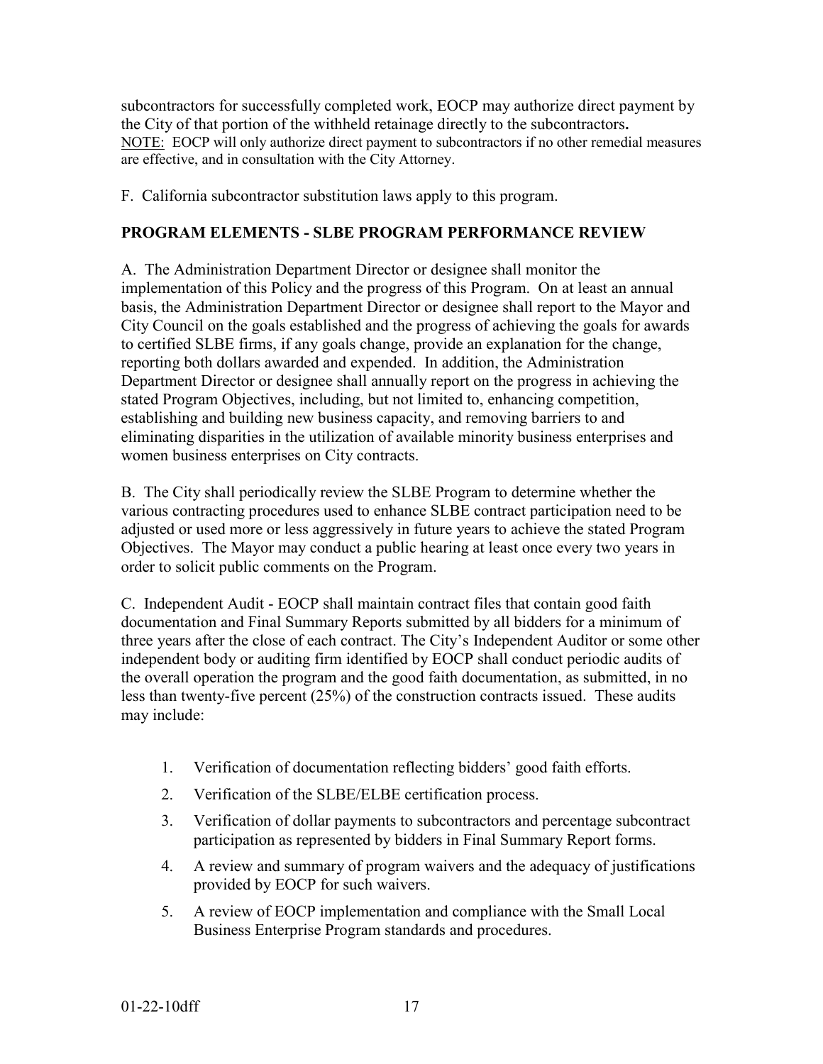subcontractors for successfully completed work, EOCP may authorize direct payment by the City of that portion of the withheld retainage directly to the subcontractors**.**
NOTE: EOCP will only authorize direct payment to subcontractors if no other remedial measures are effective, and in consultation with the City Attorney.

F. California subcontractor substitution laws apply to this program.

**PROGRAM ELEMENTS - SLBE PROGRAM PERFORMANCE REVIEW**

A. The Administration Department Director or designee shall monitor the implementation of this Policy and the progress of this Program. On at least an annual basis, the Administration Department Director or designee shall report to the Mayor and City Council on the goals established and the progress of achieving the goals for awards to certified SLBE firms, if any goals change, provide an explanation for the change, reporting both dollars awarded and expended. In addition, the Administration Department Director or designee shall annually report on the progress in achieving the stated Program Objectives, including, but not limited to, enhancing competition, establishing and building new business capacity, and removing barriers to and eliminating disparities in the utilization of available minority business enterprises and women business enterprises on City contracts.

B. The City shall periodically review the SLBE Program to determine whether the various contracting procedures used to enhance SLBE contract participation need to be adjusted or used more or less aggressively in future years to achieve the stated Program Objectives. The Mayor may conduct a public hearing at least once every two years in order to solicit public comments on the Program.

C. Independent Audit - EOCP shall maintain contract files that contain good faith documentation and Final Summary Reports submitted by all bidders for a minimum of three years after the close of each contract. The City's Independent Auditor or some other independent body or auditing firm identified by EOCP shall conduct periodic audits of the overall operation the program and the good faith documentation, as submitted, in no less than twenty-five percent (25%) of the construction contracts issued. These audits may include:

1. Verification of documentation reflecting bidders' good faith efforts.
2. Verification of the SLBE/ELBE certification process.
3. Verification of dollar payments to subcontractors and percentage subcontract participation as represented by bidders in Final Summary Report forms.
4. A review and summary of program waivers and the adequacy of justifications provided by EOCP for such waivers.
5. A review of EOCP implementation and compliance with the Small Local Business Enterprise Program standards and procedures.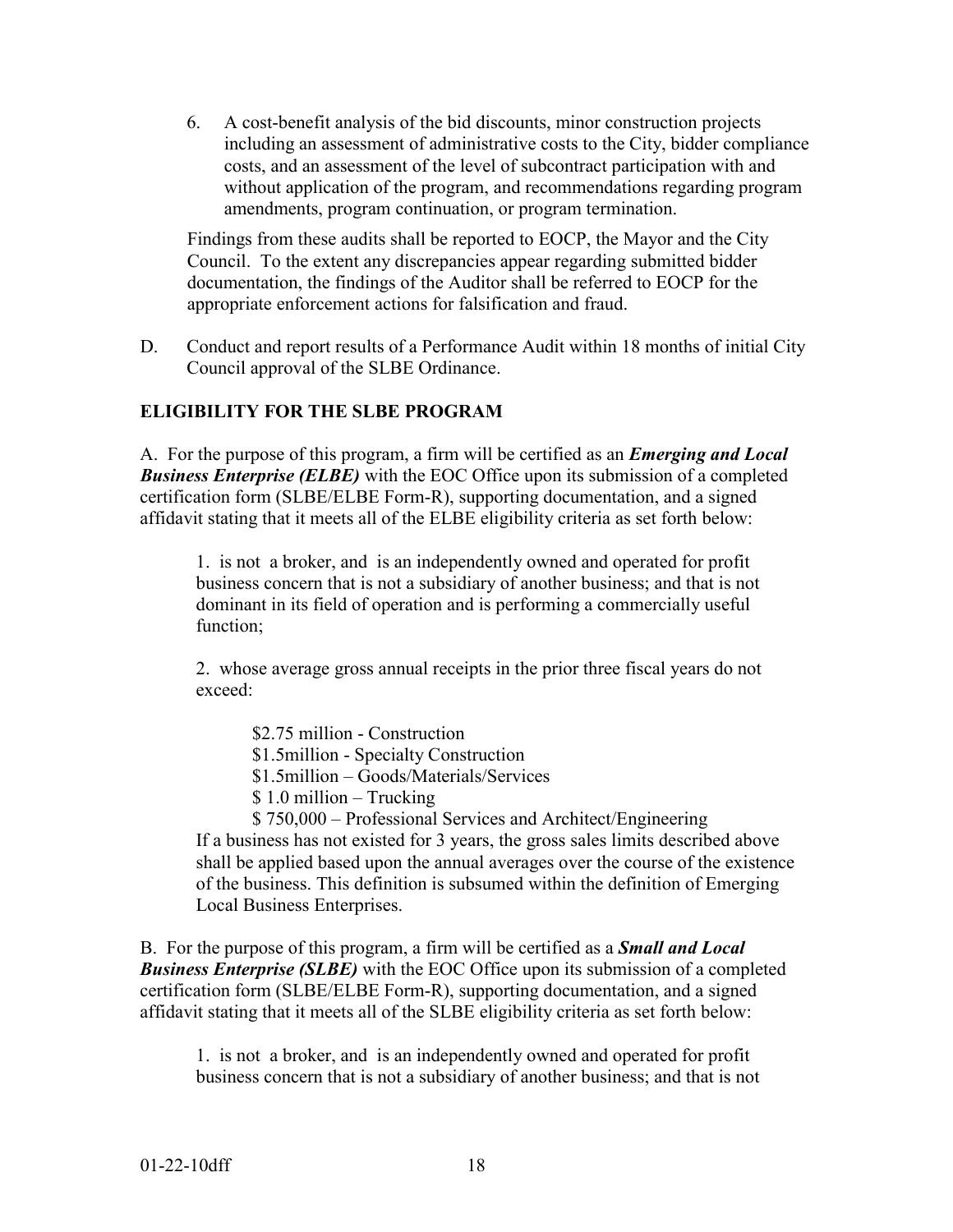6. A cost-benefit analysis of the bid discounts, minor construction projects including an assessment of administrative costs to the City, bidder compliance costs, and an assessment of the level of subcontract participation with and without application of the program, and recommendations regarding program amendments, program continuation, or program termination.

Findings from these audits shall be reported to EOCP, the Mayor and the City Council. To the extent any discrepancies appear regarding submitted bidder documentation, the findings of the Auditor shall be referred to EOCP for the appropriate enforcement actions for falsification and fraud.

D. Conduct and report results of a Performance Audit within 18 months of initial City Council approval of the SLBE Ordinance.

## ELIGIBILITY FOR THE SLBE PROGRAM

A. For the purpose of this program, a firm will be certified as an ***Emerging and Local Business Enterprise (ELBE)*** with the EOC Office upon its submission of a completed certification form (SLBE/ELBE Form-R), supporting documentation, and a signed affidavit stating that it meets all of the ELBE eligibility criteria as set forth below:

1. is not a broker, and is an independently owned and operated for profit business concern that is not a subsidiary of another business; and that is not dominant in its field of operation and is performing a commercially useful function;

2. whose average gross annual receipts in the prior three fiscal years do not exceed:

   $2.75 million - Construction
   $1.5million - Specialty Construction
   $1.5million – Goods/Materials/Services
   $ 1.0 million – Trucking
   $ 750,000 – Professional Services and Architect/Engineering

   If a business has not existed for 3 years, the gross sales limits described above shall be applied based upon the annual averages over the course of the existence of the business. This definition is subsumed within the definition of Emerging Local Business Enterprises.

B. For the purpose of this program, a firm will be certified as a ***Small and Local Business Enterprise (SLBE)*** with the EOC Office upon its submission of a completed certification form (SLBE/ELBE Form-R), supporting documentation, and a signed affidavit stating that it meets all of the SLBE eligibility criteria as set forth below:

1. is not a broker, and is an independently owned and operated for profit business concern that is not a subsidiary of another business; and that is not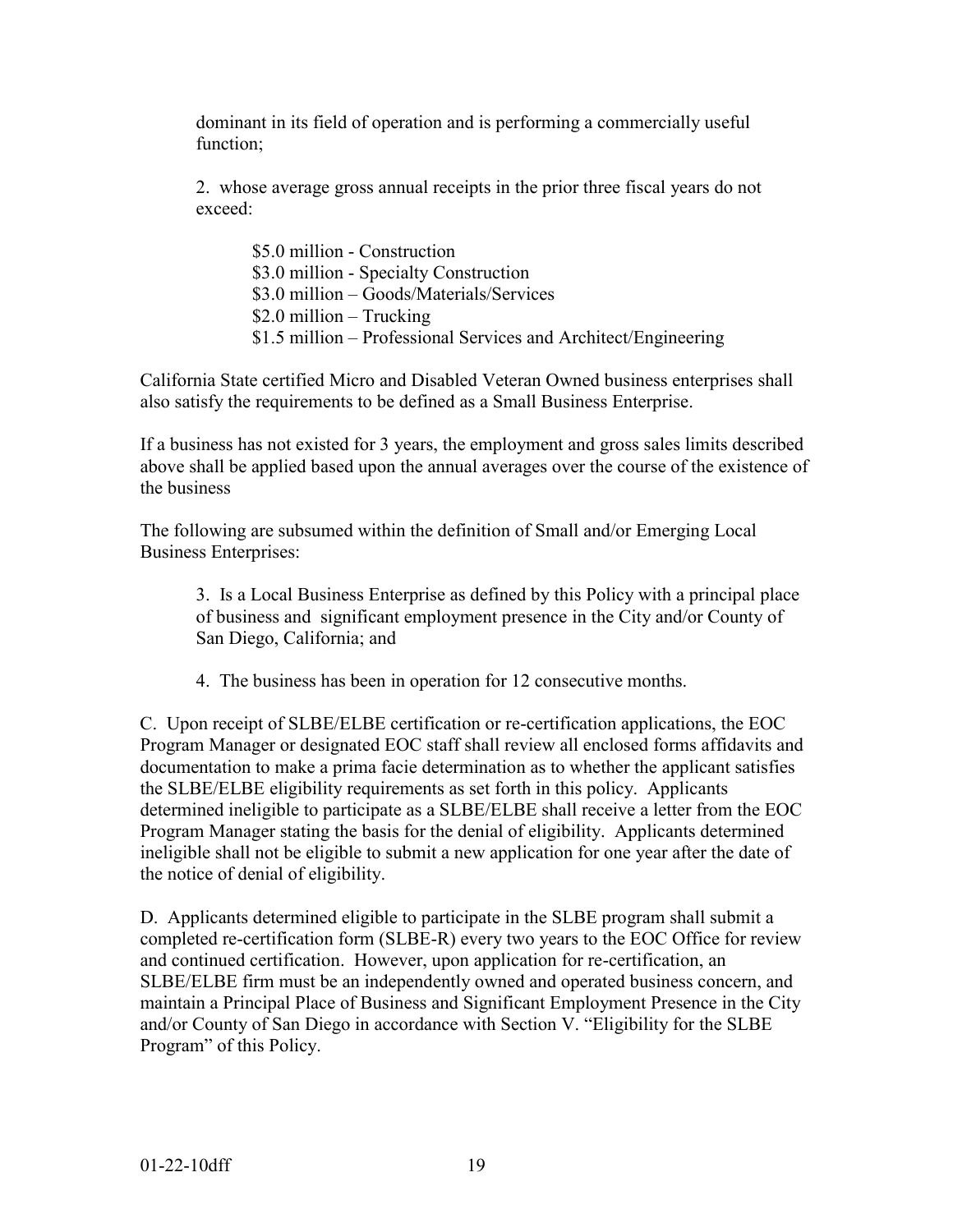dominant in its field of operation and is performing a commercially useful function;

2. whose average gross annual receipts in the prior three fiscal years do not exceed:

$5.0 million - Construction
$3.0 million - Specialty Construction
$3.0 million – Goods/Materials/Services
$2.0 million – Trucking
$1.5 million – Professional Services and Architect/Engineering

California State certified Micro and Disabled Veteran Owned business enterprises shall also satisfy the requirements to be defined as a Small Business Enterprise.

If a business has not existed for 3 years, the employment and gross sales limits described above shall be applied based upon the annual averages over the course of the existence of the business

The following are subsumed within the definition of Small and/or Emerging Local Business Enterprises:

3. Is a Local Business Enterprise as defined by this Policy with a principal place of business and significant employment presence in the City and/or County of San Diego, California; and

4. The business has been in operation for 12 consecutive months.

C. Upon receipt of SLBE/ELBE certification or re-certification applications, the EOC Program Manager or designated EOC staff shall review all enclosed forms affidavits and documentation to make a prima facie determination as to whether the applicant satisfies the SLBE/ELBE eligibility requirements as set forth in this policy. Applicants determined ineligible to participate as a SLBE/ELBE shall receive a letter from the EOC Program Manager stating the basis for the denial of eligibility. Applicants determined ineligible shall not be eligible to submit a new application for one year after the date of the notice of denial of eligibility.

D. Applicants determined eligible to participate in the SLBE program shall submit a completed re-certification form (SLBE-R) every two years to the EOC Office for review and continued certification. However, upon application for re-certification, an SLBE/ELBE firm must be an independently owned and operated business concern, and maintain a Principal Place of Business and Significant Employment Presence in the City and/or County of San Diego in accordance with Section V. "Eligibility for the SLBE Program" of this Policy.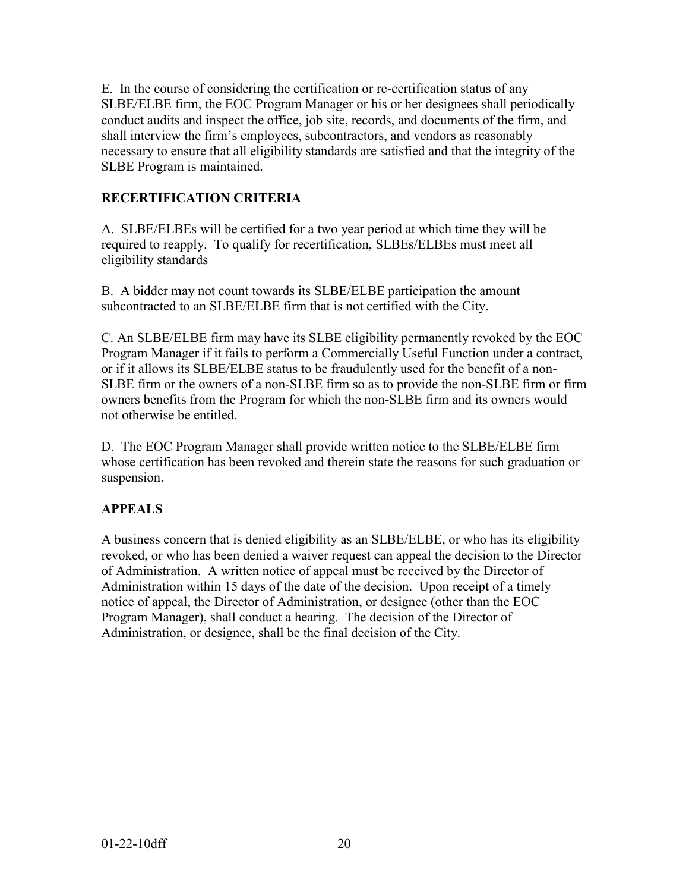E. In the course of considering the certification or re-certification status of any SLBE/ELBE firm, the EOC Program Manager or his or her designees shall periodically conduct audits and inspect the office, job site, records, and documents of the firm, and shall interview the firm's employees, subcontractors, and vendors as reasonably necessary to ensure that all eligibility standards are satisfied and that the integrity of the SLBE Program is maintained.

**RECERTIFICATION CRITERIA**

A. SLBE/ELBEs will be certified for a two year period at which time they will be required to reapply. To qualify for recertification, SLBEs/ELBEs must meet all eligibility standards

B. A bidder may not count towards its SLBE/ELBE participation the amount subcontracted to an SLBE/ELBE firm that is not certified with the City.

C. An SLBE/ELBE firm may have its SLBE eligibility permanently revoked by the EOC Program Manager if it fails to perform a Commercially Useful Function under a contract, or if it allows its SLBE/ELBE status to be fraudulently used for the benefit of a non-SLBE firm or the owners of a non-SLBE firm so as to provide the non-SLBE firm or firm owners benefits from the Program for which the non-SLBE firm and its owners would not otherwise be entitled.

D. The EOC Program Manager shall provide written notice to the SLBE/ELBE firm whose certification has been revoked and therein state the reasons for such graduation or suspension.

**APPEALS**

A business concern that is denied eligibility as an SLBE/ELBE, or who has its eligibility revoked, or who has been denied a waiver request can appeal the decision to the Director of Administration. A written notice of appeal must be received by the Director of Administration within 15 days of the date of the decision. Upon receipt of a timely notice of appeal, the Director of Administration, or designee (other than the EOC Program Manager), shall conduct a hearing. The decision of the Director of Administration, or designee, shall be the final decision of the City.